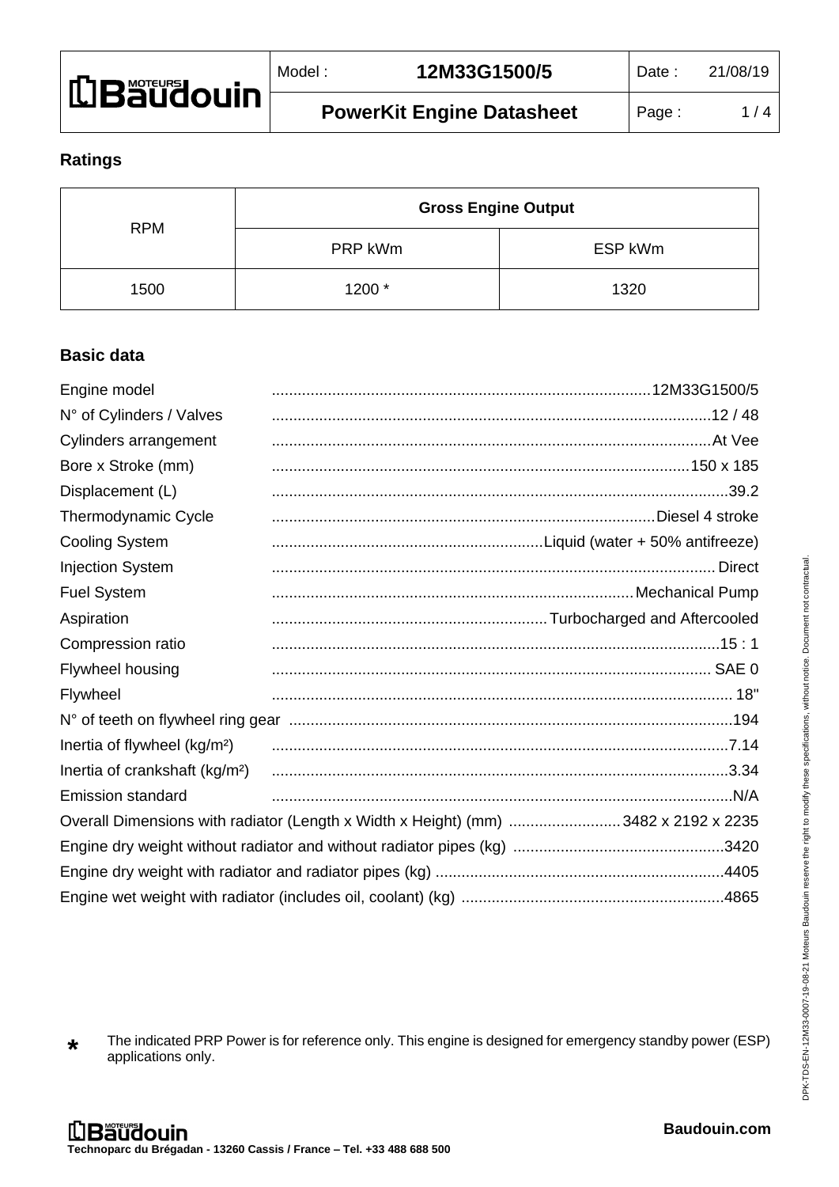| Model : | 12M33G1500/5 | Date : | 21/08/19 |
|---|---|---|---|
| | **PowerKit Engine Datasheet** | | |

## Ratings

| RPM | Gross Engine Output | |
|---|---|---|
| | PRP kWm | ESP kWm |
| 1500 | 1200 * | 1320 |

## Basic data

| | |
|---|---|
| Engine model | 12M33G1500/5 |
| N° of Cylinders / Valves | 12 / 48 |
| Cylinders arrangement | At Vee |
| Bore x Stroke (mm) | 150 x 185 |
| Displacement (L) | 39.2 |
| Thermodynamic Cycle | Diesel 4 stroke |
| Cooling System | Liquid (water + 50% antifreeze) |
| Injection System | Direct |
| Fuel System | Mechanical Pump |
| Aspiration | Turbocharged and Aftercooled |
| Compression ratio | 15 : 1 |
| Flywheel housing | SAE 0 |
| Flywheel | 18" |
| N° of teeth on flywheel ring gear | 194 |
| Inertia of flywheel (kg/m²) | 7.14 |
| Inertia of crankshaft (kg/m²) | 3.34 |
| Emission standard | N/A |
| Overall Dimensions with radiator (Length x Width x Height) (mm) | 3482 x 2192 x 2235 |
| Engine dry weight without radiator and without radiator pipes (kg) | 3420 |
| Engine dry weight with radiator and radiator pipes (kg) | 4405 |
| Engine wet weight with radiator (includes oil, coolant) (kg) | 4865 |

\* The indicated PRP Power is for reference only. This engine is designed for emergency standby power (ESP) applications only.

DPK-TDS-EN-12M33-0007-19-08-21 Moteurs Baudouin reserve the right to modify these specifications, without notice. Document not contractual.

Technoparc du Brégadan - 13260 Cassis / France – Tel. +33 488 688 500

Baudouin.com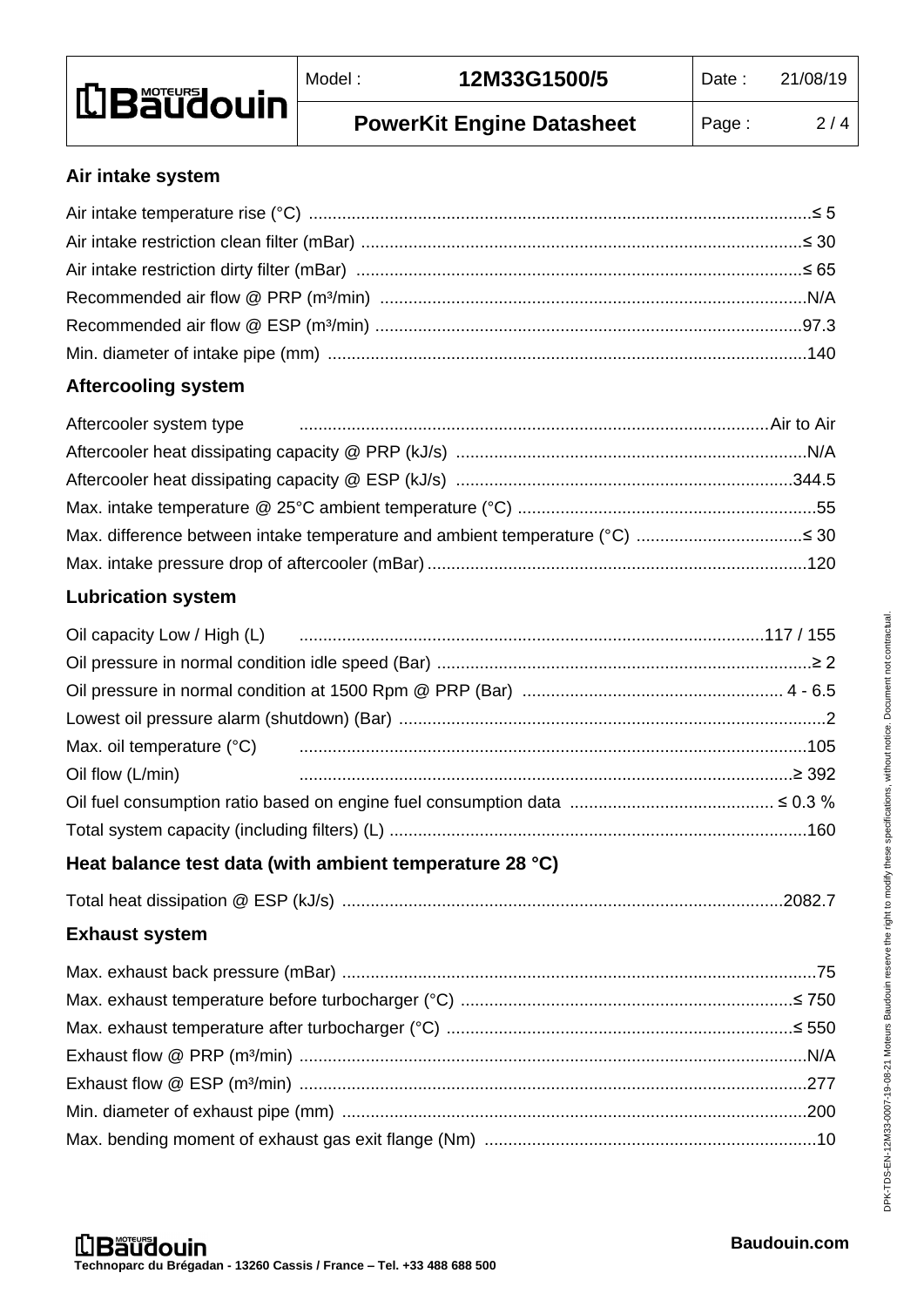## Air intake system

| Parameter | Value |
|---|---|
| Air intake temperature rise (°C) | ≤ 5 |
| Air intake restriction clean filter (mBar) | ≤ 30 |
| Air intake restriction dirty filter (mBar) | ≤ 65 |
| Recommended air flow @ PRP (m³/min) | N/A |
| Recommended air flow @ ESP (m³/min) | 97.3 |
| Min. diameter of intake pipe (mm) | 140 |

## Aftercooling system

| Parameter | Value |
|---|---|
| Aftercooler system type | Air to Air |
| Aftercooler heat dissipating capacity @ PRP (kJ/s) | N/A |
| Aftercooler heat dissipating capacity @ ESP (kJ/s) | 344.5 |
| Max. intake temperature @ 25°C ambient temperature (°C) | 55 |
| Max. difference between intake temperature and ambient temperature (°C) | ≤ 30 |
| Max. intake pressure drop of aftercooler (mBar) | 120 |

## Lubrication system

| Parameter | Value |
|---|---|
| Oil capacity Low / High (L) | 117 / 155 |
| Oil pressure in normal condition idle speed (Bar) | ≥ 2 |
| Oil pressure in normal condition at 1500 Rpm @ PRP (Bar) | 4 - 6.5 |
| Lowest oil pressure alarm (shutdown) (Bar) | 2 |
| Max. oil temperature (°C) | 105 |
| Oil flow (L/min) | ≥ 392 |
| Oil fuel consumption ratio based on engine fuel consumption data | ≤ 0.3 % |
| Total system capacity (including filters) (L) | 160 |

## Heat balance test data (with ambient temperature 28 °C)

| Parameter | Value |
|---|---|
| Total heat dissipation @ ESP (kJ/s) | 2082.7 |

## Exhaust system

| Parameter | Value |
|---|---|
| Max. exhaust back pressure (mBar) | 75 |
| Max. exhaust temperature before turbocharger (°C) | ≤ 750 |
| Max. exhaust temperature after turbocharger (°C) | ≤ 550 |
| Exhaust flow @ PRP (m³/min) | N/A |
| Exhaust flow @ ESP (m³/min) | 277 |
| Min. diameter of exhaust pipe (mm) | 200 |
| Max. bending moment of exhaust gas exit flange (Nm) | 10 |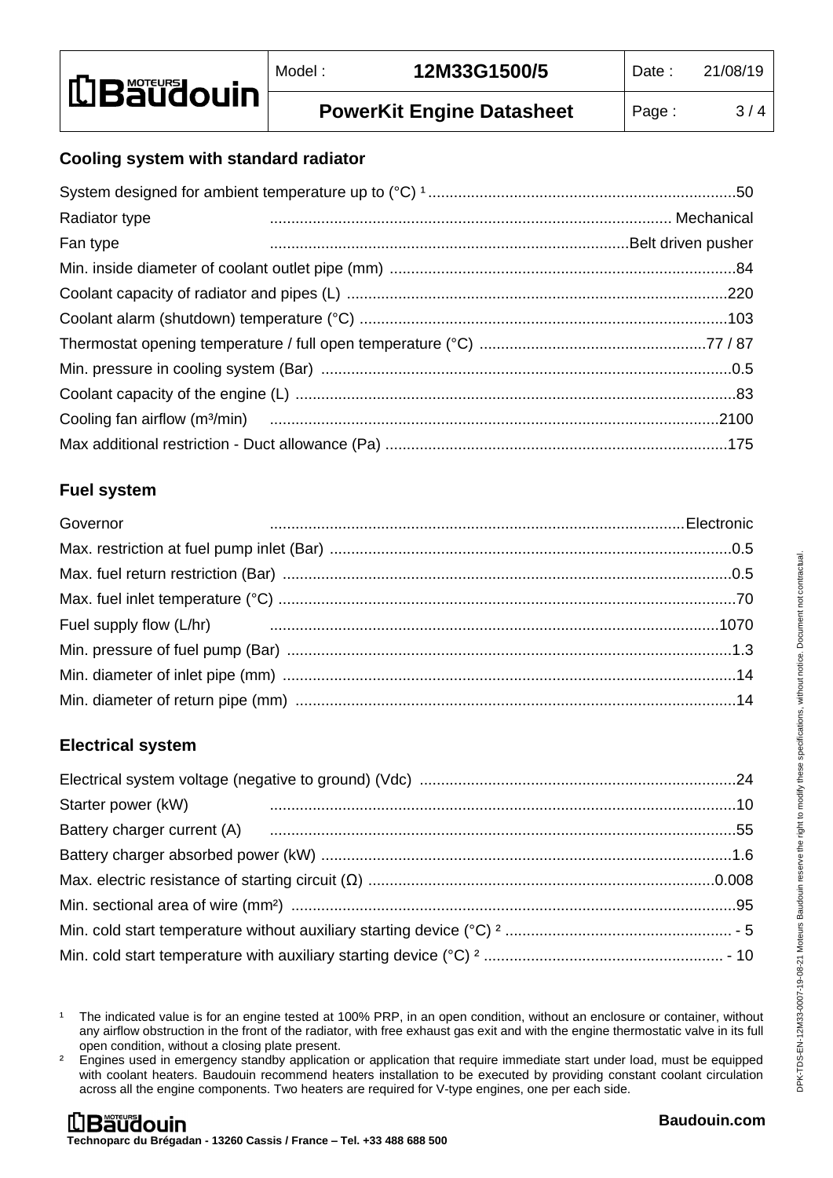## Cooling system with standard radiator

System designed for ambient temperature up to (°C) [1] ........................................................................50
Radiator type ............................................................................................ Mechanical
Fan type ...................................................................................Belt driven pusher
Min. inside diameter of coolant outlet pipe (mm) ................................................................................84
Coolant capacity of radiator and pipes (L) ........................................................................................220
Coolant alarm (shutdown) temperature (°C) .....................................................................................103
Thermostat opening temperature / full open temperature (°C) .....................................................77 / 87
Min. pressure in cooling system (Bar) ...............................................................................................0.5
Coolant capacity of the engine (L) ......................................................................................................83
Cooling fan airflow (m³/min) ........................................................................................................2100
Max additional restriction - Duct allowance (Pa) ................................................................................175

## Fuel system

Governor ................................................................................................Electronic
Max. restriction at fuel pump inlet (Bar) .............................................................................................0.5
Max. fuel return restriction (Bar) ........................................................................................................0.5
Max. fuel inlet temperature (°C) ..........................................................................................................70
Fuel supply flow (L/hr) ........................................................................................................1070
Min. pressure of fuel pump (Bar) .......................................................................................................1.3
Min. diameter of inlet pipe (mm) .........................................................................................................14
Min. diameter of return pipe (mm) ......................................................................................................14

## Electrical system

Electrical system voltage (negative to ground) (Vdc) .........................................................................24
Starter power (kW) ............................................................................................................10
Battery charger current (A) ............................................................................................................55
Battery charger absorbed power (kW) ...............................................................................................1.6
Max. electric resistance of starting circuit (Ω) ................................................................................0.008
Min. sectional area of wire (mm²) .......................................................................................................95
Min. cold start temperature without auxiliary starting device (°C) [2] ..................................................... - 5
Min. cold start temperature with auxiliary starting device (°C) [2] ........................................................ - 10

[1] The indicated value is for an engine tested at 100% PRP, in an open condition, without an enclosure or container, without any airflow obstruction in the front of the radiator, with free exhaust gas exit and with the engine thermostatic valve in its full open condition, without a closing plate present.

[2] Engines used in emergency standby application or application that require immediate start under load, must be equipped with coolant heaters. Baudouin recommend heaters installation to be executed by providing constant coolant circulation across all the engine components. Two heaters are required for V-type engines, one per each side.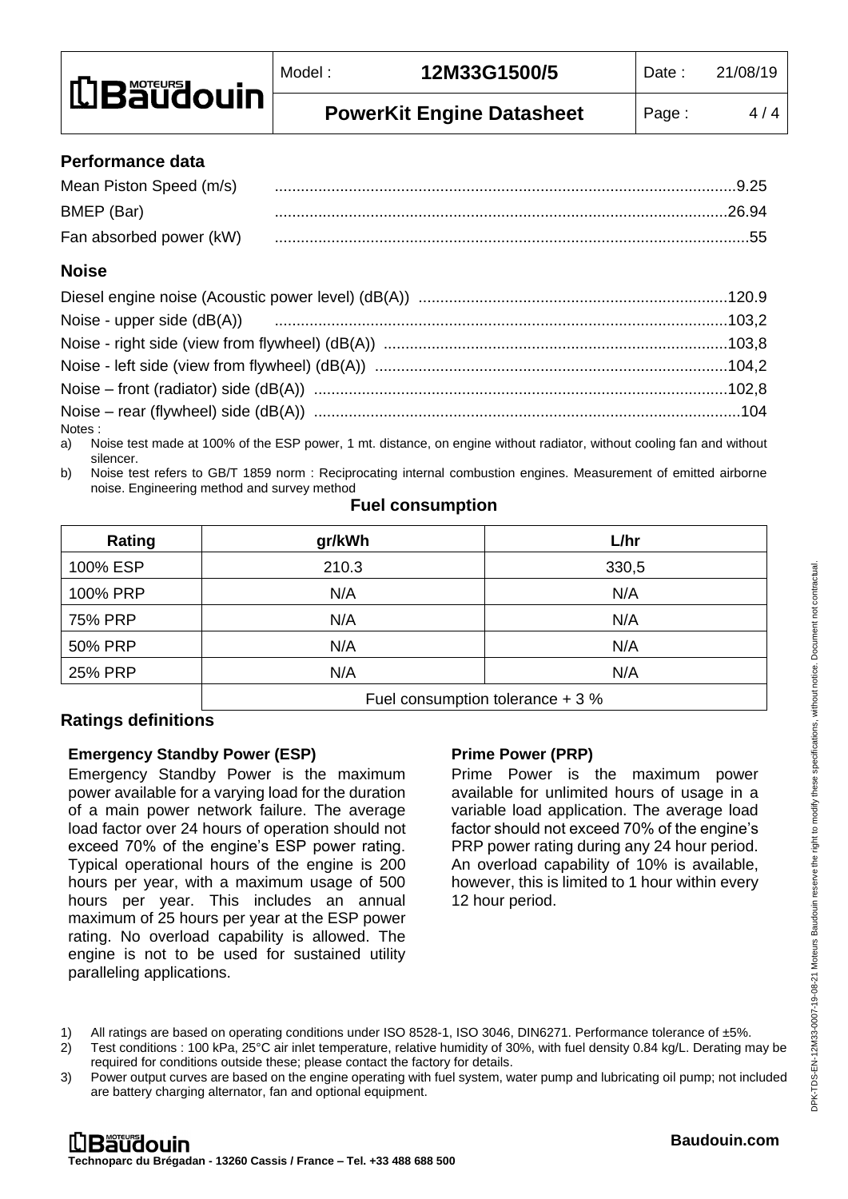## Performance data

Mean Piston Speed (m/s) ............................................................................................9.25

BMEP (Bar) ............................................................................................26.94

Fan absorbed power (kW) ............................................................................................55

## Noise

Diesel engine noise (Acoustic power level) (dB(A)) ............................................................120.9

Noise - upper side (dB(A)) ............................................................................................103,2

Noise - right side (view from flywheel) (dB(A)) ............................................................103,8

Noise - left side (view from flywheel) (dB(A)) ............................................................104,2

Noise – front (radiator) side (dB(A)) ............................................................................102,8

Noise – rear (flywheel) side (dB(A)) ............................................................................104

Notes :

a) Noise test made at 100% of the ESP power, 1 mt. distance, on engine without radiator, without cooling fan and without silencer.

b) Noise test refers to GB/T 1859 norm : Reciprocating internal combustion engines. Measurement of emitted airborne noise. Engineering method and survey method

### Fuel consumption

| Rating | gr/kWh | L/hr |
|---|---|---|
| 100% ESP | 210.3 | 330,5 |
| 100% PRP | N/A | N/A |
| 75% PRP | N/A | N/A |
| 50% PRP | N/A | N/A |
| 25% PRP | N/A | N/A |
| | Fuel consumption tolerance + 3 % | |

## Ratings definitions

**Emergency Standby Power (ESP)**

Emergency Standby Power is the maximum power available for a varying load for the duration of a main power network failure. The average load factor over 24 hours of operation should not exceed 70% of the engine's ESP power rating. Typical operational hours of the engine is 200 hours per year, with a maximum usage of 500 hours per year. This includes an annual maximum of 25 hours per year at the ESP power rating. No overload capability is allowed. The engine is not to be used for sustained utility paralleling applications.

**Prime Power (PRP)**

Prime Power is the maximum power available for unlimited hours of usage in a variable load application. The average load factor should not exceed 70% of the engine's PRP power rating during any 24 hour period. An overload capability of 10% is available, however, this is limited to 1 hour within every 12 hour period.

1) All ratings are based on operating conditions under ISO 8528-1, ISO 3046, DIN6271. Performance tolerance of ±5%.
2) Test conditions : 100 kPa, 25°C air inlet temperature, relative humidity of 30%, with fuel density 0.84 kg/L. Derating may be required for conditions outside these; please contact the factory for details.
3) Power output curves are based on the engine operating with fuel system, water pump and lubricating oil pump; not included are battery charging alternator, fan and optional equipment.

DPK-TDS-EN-12M33-0007-19-08-21 Moteurs Baudouin reserve the right to modify these specifications, without notice. Document not contractual.

**Baudouin.com**

**Technoparc du Brégadan - 13260 Cassis / France – Tel. +33 488 688 500**